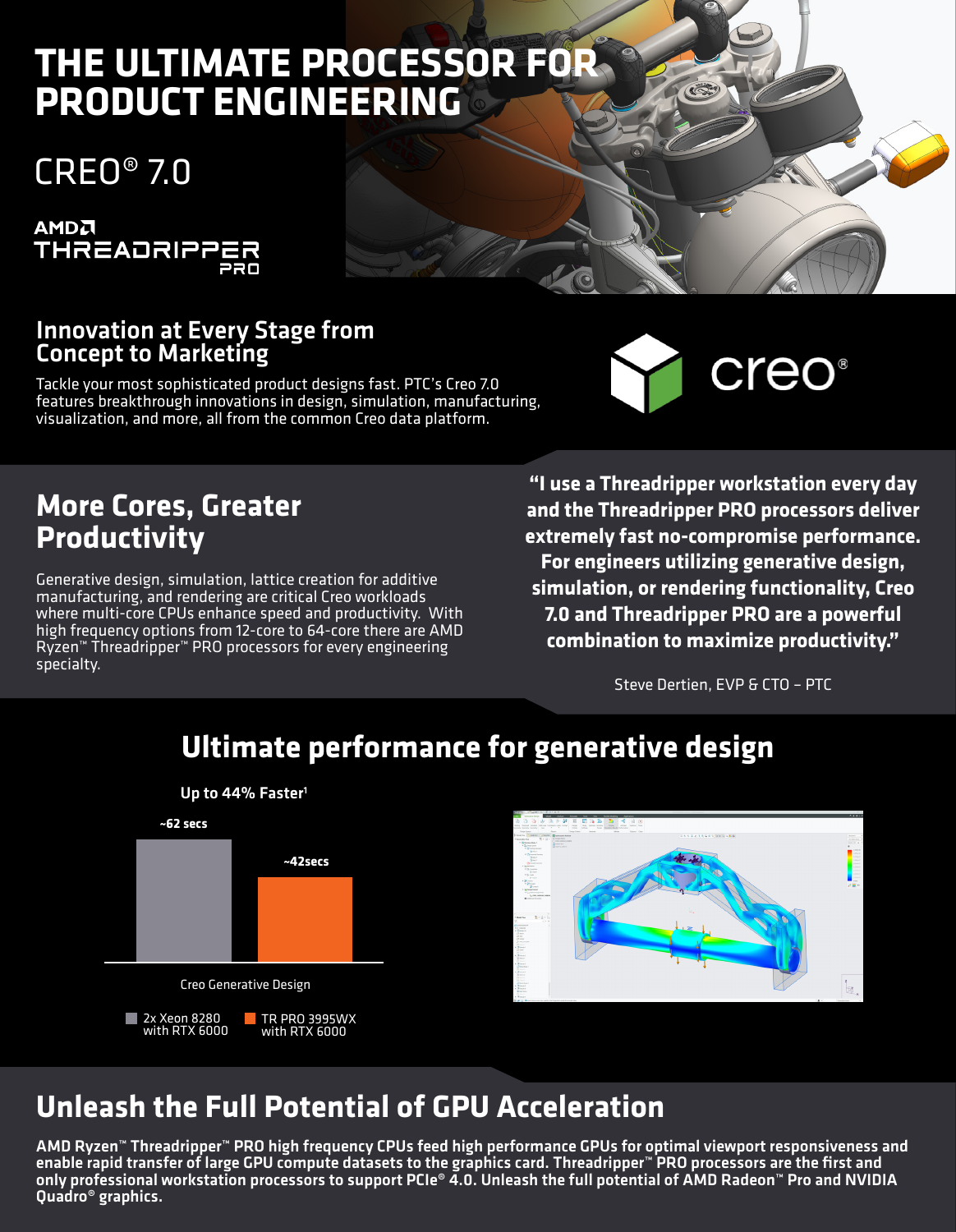# THE ULTIMATE PROCESSOR FOR PRODUCT ENGINEERING

CREO® 7.0

AMD THREADRIPPER PRO

## Innovation at Every Stage from Concept to Marketing

Tackle your most sophisticated product designs fast. PTC's Creo 7.0 features breakthrough innovations in design, simulation, manufacturing, visualization, and more, all from the common Creo data platform.

creo®

## More Cores, Greater Productivity

Generative design, simulation, lattice creation for additive manufacturing, and rendering are critical Creo workloads where multi-core CPUs enhance speed and productivity. With high frequency options from 12-core to 64-core there are AMD Ryzen™ Threadripper™ PRO processors for every engineering specialty.

**"I use a Threadripper workstation every day and the Threadripper PRO processors deliver extremely fast no-compromise performance. For engineers utilizing generative design, simulation, or rendering functionality, Creo 7.0 and Threadripper PRO are a powerful combination to maximize productivity."**

Steve Dertien, EVP & CTO – PTC

## Ultimate performance for generative design

**Up to 44% Faster[1]**

| Creo Generative Design | Time |
| --- | --- |
| 2x Xeon 8280 with RTX 6000 | ~62 secs |
| TR PRO 3995WX with RTX 6000 | ~42secs |

## Unleash the Full Potential of GPU Acceleration

**AMD Ryzen™ Threadripper™ PRO high frequency CPUs feed high performance GPUs for optimal viewport responsiveness and enable rapid transfer of large GPU compute datasets to the graphics card. Threadripper™ PRO processors are the first and only professional workstation processors to support PCIe® 4.0. Unleash the full potential of AMD Radeon™ Pro and NVIDIA Quadro® graphics.**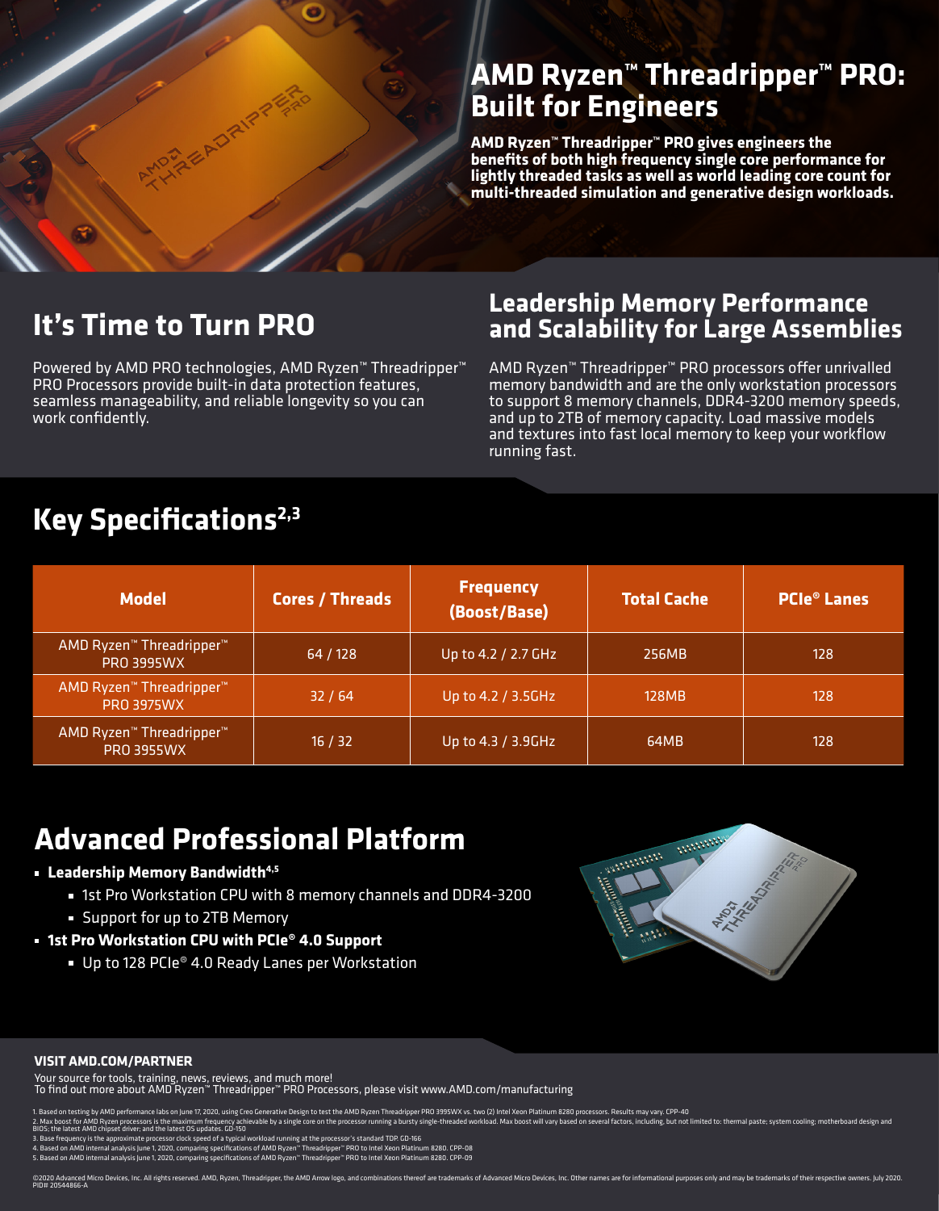# AMD Ryzen™ Threadripper™ PRO: Built for Engineers

**AMD Ryzen™ Threadripper™ PRO gives engineers the benefits of both high frequency single core performance for lightly threaded tasks as well as world leading core count for multi-threaded simulation and generative design workloads.**

## It's Time to Turn PRO

Powered by AMD PRO technologies, AMD Ryzen™ Threadripper™ PRO Processors provide built-in data protection features, seamless manageability, and reliable longevity so you can work confidently.

## Leadership Memory Performance and Scalability for Large Assemblies

AMD Ryzen™ Threadripper™ PRO processors offer unrivalled memory bandwidth and are the only workstation processors to support 8 memory channels, DDR4-3200 memory speeds, and up to 2TB of memory capacity. Load massive models and textures into fast local memory to keep your workflow running fast.

## Key Specifications[2,3]

| Model | Cores / Threads | Frequency (Boost/Base) | Total Cache | PCIe® Lanes |
|---|---|---|---|---|
| AMD Ryzen™ Threadripper™ PRO 3995WX | 64 / 128 | Up to 4.2 / 2.7 GHz | 256MB | 128 |
| AMD Ryzen™ Threadripper™ PRO 3975WX | 32 / 64 | Up to 4.2 / 3.5GHz | 128MB | 128 |
| AMD Ryzen™ Threadripper™ PRO 3955WX | 16 / 32 | Up to 4.3 / 3.9GHz | 64MB | 128 |

## Advanced Professional Platform

- **Leadership Memory Bandwidth[4,5]**
  - 1st Pro Workstation CPU with 8 memory channels and DDR4-3200
  - Support for up to 2TB Memory
- **1st Pro Workstation CPU with PCIe® 4.0 Support**
  - Up to 128 PCIe® 4.0 Ready Lanes per Workstation

**VISIT AMD.COM/PARTNER**

Your source for tools, training, news, reviews, and much more!
To find out more about AMD Ryzen™ Threadripper™ PRO Processors, please visit www.AMD.com/manufacturing

1. Based on testing by AMD performance labs on June 17, 2020, using Creo Generative Design to test the AMD Ryzen Threadripper PRO 3995WX vs. two (2) Intel Xeon Platinum 8280 processors. Results may vary. CPP-40
2. Max boost for AMD Ryzen processors is the maximum frequency achievable by a single core on the processor running a bursty single-threaded workload. Max boost will vary based on several factors, including, but not limited to: thermal paste; system cooling; motherboard design and BIOS; the latest AMD chipset driver; and the latest OS updates. GD-150
3. Base frequency is the approximate processor clock speed of a typical workload running at the processor's standard TDP. GD-166
4. Based on AMD internal analysis June 1, 2020, comparing specifications of AMD Ryzen™ Threadripper™ PRO to Intel Xeon Platinum 8280. CPP-08
5. Based on AMD internal analysis June 1, 2020, comparing specifications of AMD Ryzen™ Threadripper™ PRO to Intel Xeon Platinum 8280. CPP-09

©2020 Advanced Micro Devices, Inc. All rights reserved. AMD, Ryzen, Threadripper, the AMD Arrow logo, and combinations thereof are trademarks of Advanced Micro Devices, Inc. Other names are for informational purposes only and may be trademarks of their respective owners. July 2020.
PID# 20544866-A